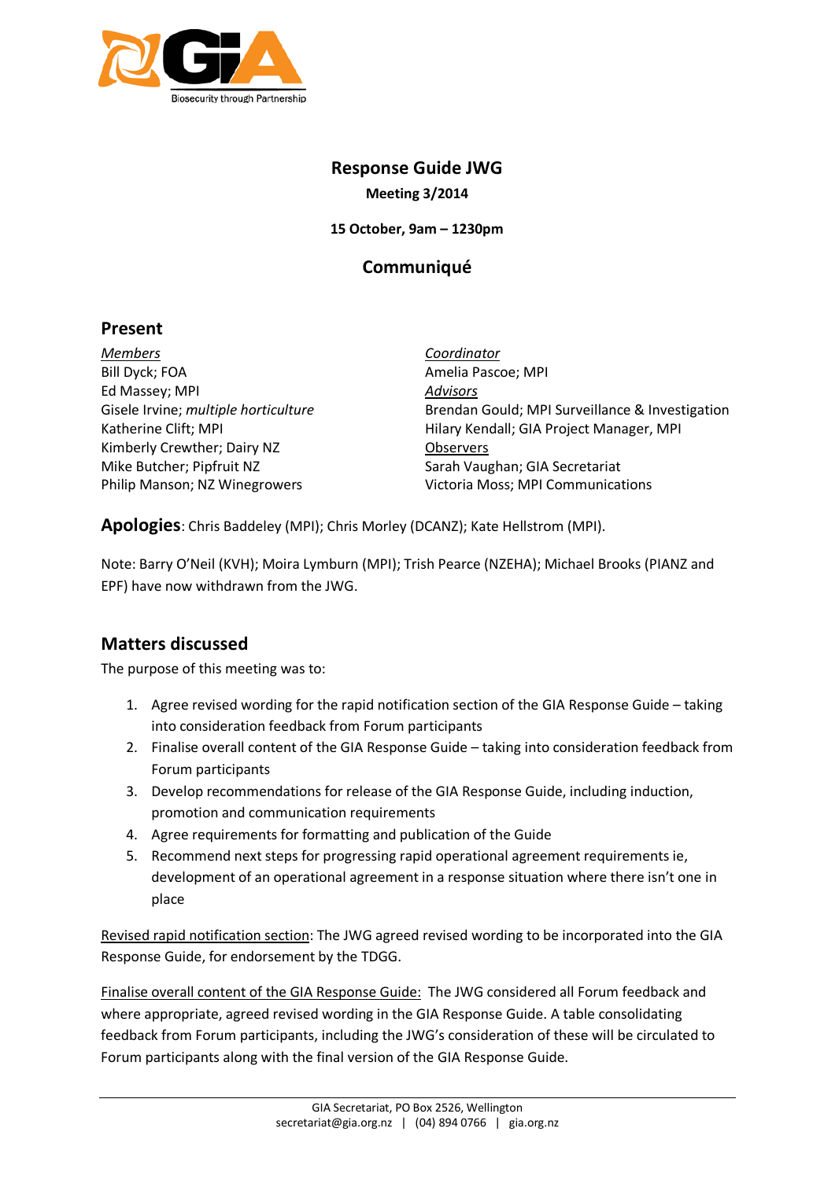# Response Guide JWG

**Meeting 3/2014**

**15 October, 9am – 1230pm**

## Communiqué

## Present

*Members*
Bill Dyck; FOA
Ed Massey; MPI
Gisele Irvine; *multiple horticulture*
Katherine Clift; MPI
Kimberly Crewther; Dairy NZ
Mike Butcher; Pipfruit NZ
Philip Manson; NZ Winegrowers

*Coordinator*
Amelia Pascoe; MPI

*Advisors*
Brendan Gould; MPI Surveillance & Investigation
Hilary Kendall; GIA Project Manager, MPI

Observers
Sarah Vaughan; GIA Secretariat
Victoria Moss; MPI Communications

**Apologies**: Chris Baddeley (MPI); Chris Morley (DCANZ); Kate Hellstrom (MPI).

Note: Barry O'Neil (KVH); Moira Lymburn (MPI); Trish Pearce (NZEHA); Michael Brooks (PIANZ and EPF) have now withdrawn from the JWG.

## Matters discussed

The purpose of this meeting was to:

1. Agree revised wording for the rapid notification section of the GIA Response Guide – taking into consideration feedback from Forum participants
2. Finalise overall content of the GIA Response Guide – taking into consideration feedback from Forum participants
3. Develop recommendations for release of the GIA Response Guide, including induction, promotion and communication requirements
4. Agree requirements for formatting and publication of the Guide
5. Recommend next steps for progressing rapid operational agreement requirements ie, development of an operational agreement in a response situation where there isn't one in place

Revised rapid notification section: The JWG agreed revised wording to be incorporated into the GIA Response Guide, for endorsement by the TDGG.

Finalise overall content of the GIA Response Guide: The JWG considered all Forum feedback and where appropriate, agreed revised wording in the GIA Response Guide. A table consolidating feedback from Forum participants, including the JWG's consideration of these will be circulated to Forum participants along with the final version of the GIA Response Guide.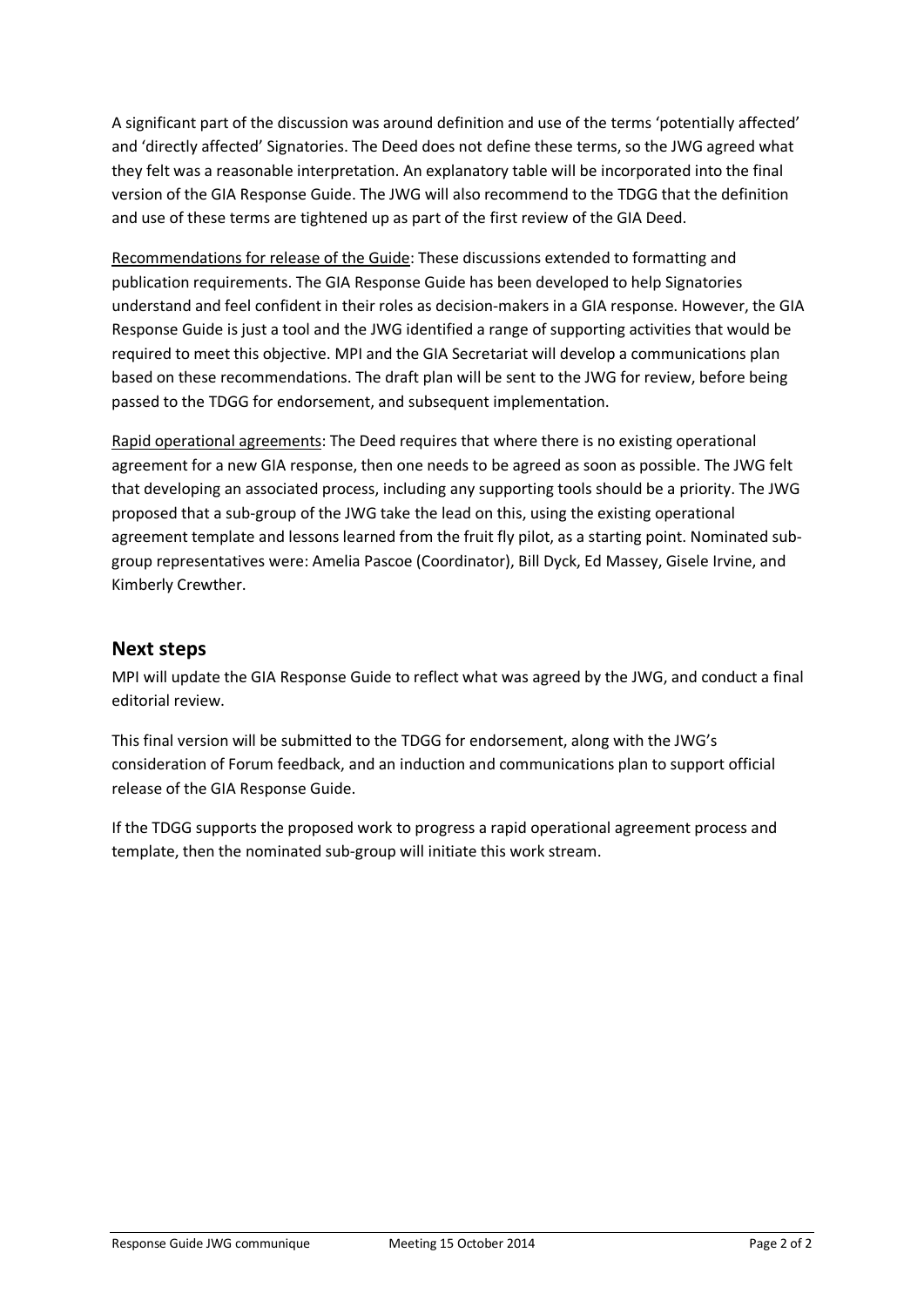A significant part of the discussion was around definition and use of the terms 'potentially affected' and 'directly affected' Signatories. The Deed does not define these terms, so the JWG agreed what they felt was a reasonable interpretation. An explanatory table will be incorporated into the final version of the GIA Response Guide. The JWG will also recommend to the TDGG that the definition and use of these terms are tightened up as part of the first review of the GIA Deed.

<u>Recommendations for release of the Guide</u>: These discussions extended to formatting and publication requirements. The GIA Response Guide has been developed to help Signatories understand and feel confident in their roles as decision-makers in a GIA response. However, the GIA Response Guide is just a tool and the JWG identified a range of supporting activities that would be required to meet this objective. MPI and the GIA Secretariat will develop a communications plan based on these recommendations. The draft plan will be sent to the JWG for review, before being passed to the TDGG for endorsement, and subsequent implementation.

<u>Rapid operational agreements</u>: The Deed requires that where there is no existing operational agreement for a new GIA response, then one needs to be agreed as soon as possible. The JWG felt that developing an associated process, including any supporting tools should be a priority. The JWG proposed that a sub-group of the JWG take the lead on this, using the existing operational agreement template and lessons learned from the fruit fly pilot, as a starting point. Nominated sub-group representatives were: Amelia Pascoe (Coordinator), Bill Dyck, Ed Massey, Gisele Irvine, and Kimberly Crewther.

## Next steps

MPI will update the GIA Response Guide to reflect what was agreed by the JWG, and conduct a final editorial review.

This final version will be submitted to the TDGG for endorsement, along with the JWG's consideration of Forum feedback, and an induction and communications plan to support official release of the GIA Response Guide.

If the TDGG supports the proposed work to progress a rapid operational agreement process and template, then the nominated sub-group will initiate this work stream.